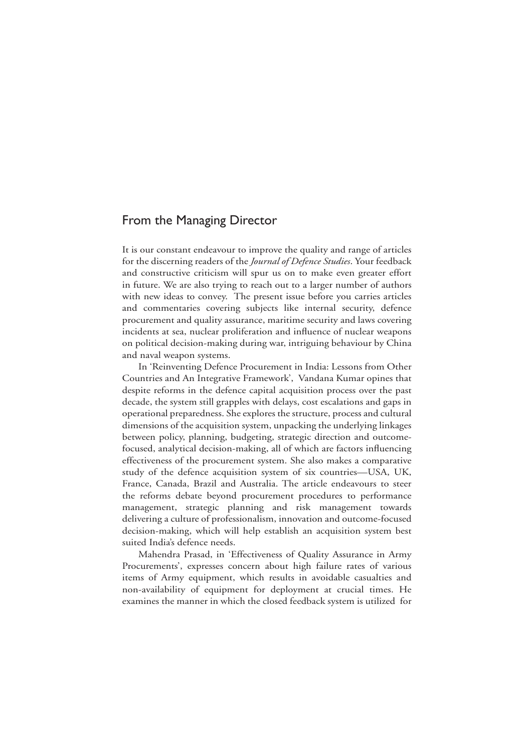# From the Managing Director

It is our constant endeavour to improve the quality and range of articles for the discerning readers of the *Journal of Defence Studies*. Your feedback and constructive criticism will spur us on to make even greater effort in future. We are also trying to reach out to a larger number of authors with new ideas to convey. The present issue before you carries articles and commentaries covering subjects like internal security, defence procurement and quality assurance, maritime security and laws covering incidents at sea, nuclear proliferation and influence of nuclear weapons on political decision-making during war, intriguing behaviour by China and naval weapon systems.

In 'Reinventing Defence Procurement in India: Lessons from Other Countries and An Integrative Framework', Vandana Kumar opines that despite reforms in the defence capital acquisition process over the past decade, the system still grapples with delays, cost escalations and gaps in operational preparedness. She explores the structure, process and cultural dimensions of the acquisition system, unpacking the underlying linkages between policy, planning, budgeting, strategic direction and outcome-focused, analytical decision-making, all of which are factors influencing effectiveness of the procurement system. She also makes a comparative study of the defence acquisition system of six countries—USA, UK, France, Canada, Brazil and Australia. The article endeavours to steer the reforms debate beyond procurement procedures to performance management, strategic planning and risk management towards delivering a culture of professionalism, innovation and outcome-focused decision-making, which will help establish an acquisition system best suited India's defence needs.

Mahendra Prasad, in 'Effectiveness of Quality Assurance in Army Procurements', expresses concern about high failure rates of various items of Army equipment, which results in avoidable casualties and non-availability of equipment for deployment at crucial times. He examines the manner in which the closed feedback system is utilized for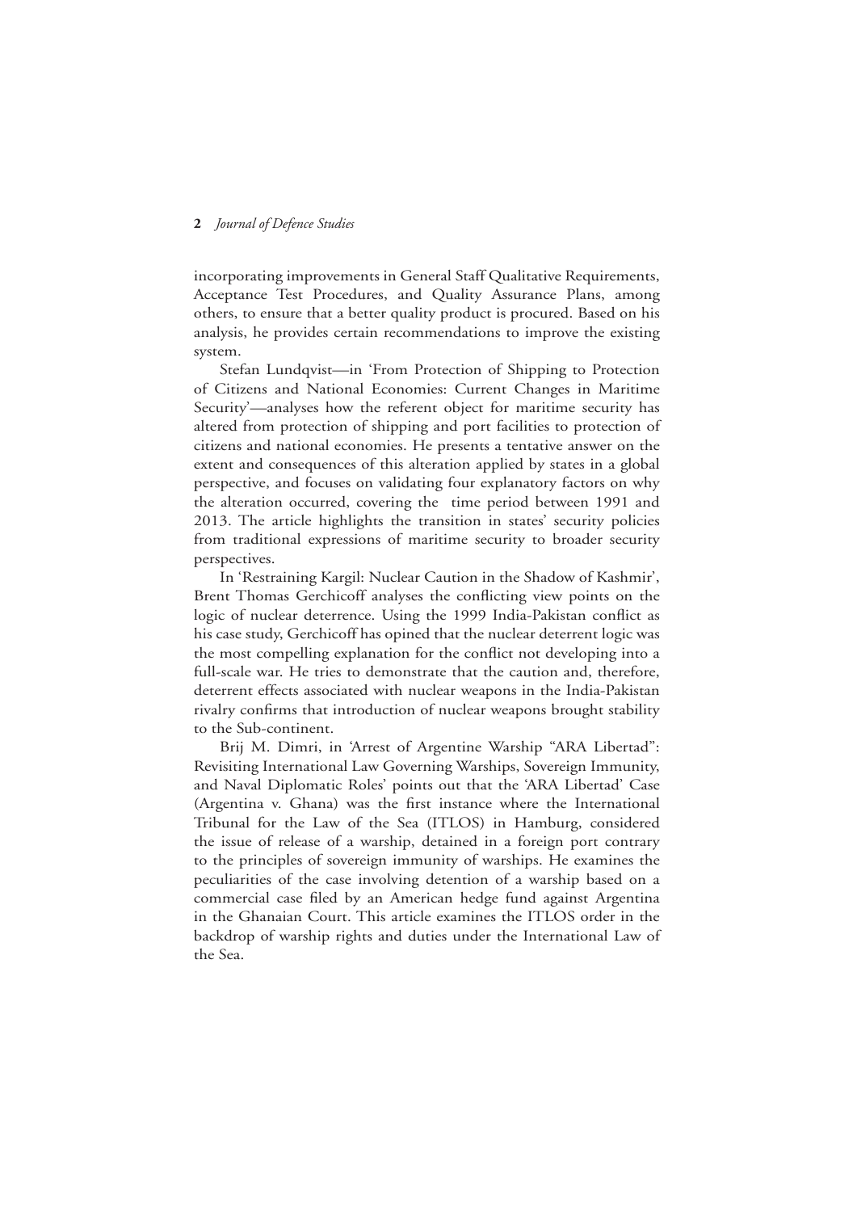incorporating improvements in General Staff Qualitative Requirements, Acceptance Test Procedures, and Quality Assurance Plans, among others, to ensure that a better quality product is procured. Based on his analysis, he provides certain recommendations to improve the existing system.

Stefan Lundqvist—in 'From Protection of Shipping to Protection of Citizens and National Economies: Current Changes in Maritime Security'—analyses how the referent object for maritime security has altered from protection of shipping and port facilities to protection of citizens and national economies. He presents a tentative answer on the extent and consequences of this alteration applied by states in a global perspective, and focuses on validating four explanatory factors on why the alteration occurred, covering the time period between 1991 and 2013. The article highlights the transition in states' security policies from traditional expressions of maritime security to broader security perspectives.

In 'Restraining Kargil: Nuclear Caution in the Shadow of Kashmir', Brent Thomas Gerchicoff analyses the conflicting view points on the logic of nuclear deterrence. Using the 1999 India-Pakistan conflict as his case study, Gerchicoff has opined that the nuclear deterrent logic was the most compelling explanation for the conflict not developing into a full-scale war. He tries to demonstrate that the caution and, therefore, deterrent effects associated with nuclear weapons in the India-Pakistan rivalry confirms that introduction of nuclear weapons brought stability to the Sub-continent.

Brij M. Dimri, in 'Arrest of Argentine Warship "ARA Libertad": Revisiting International Law Governing Warships, Sovereign Immunity, and Naval Diplomatic Roles' points out that the 'ARA Libertad' Case (Argentina v. Ghana) was the first instance where the International Tribunal for the Law of the Sea (ITLOS) in Hamburg, considered the issue of release of a warship, detained in a foreign port contrary to the principles of sovereign immunity of warships. He examines the peculiarities of the case involving detention of a warship based on a commercial case filed by an American hedge fund against Argentina in the Ghanaian Court. This article examines the ITLOS order in the backdrop of warship rights and duties under the International Law of the Sea.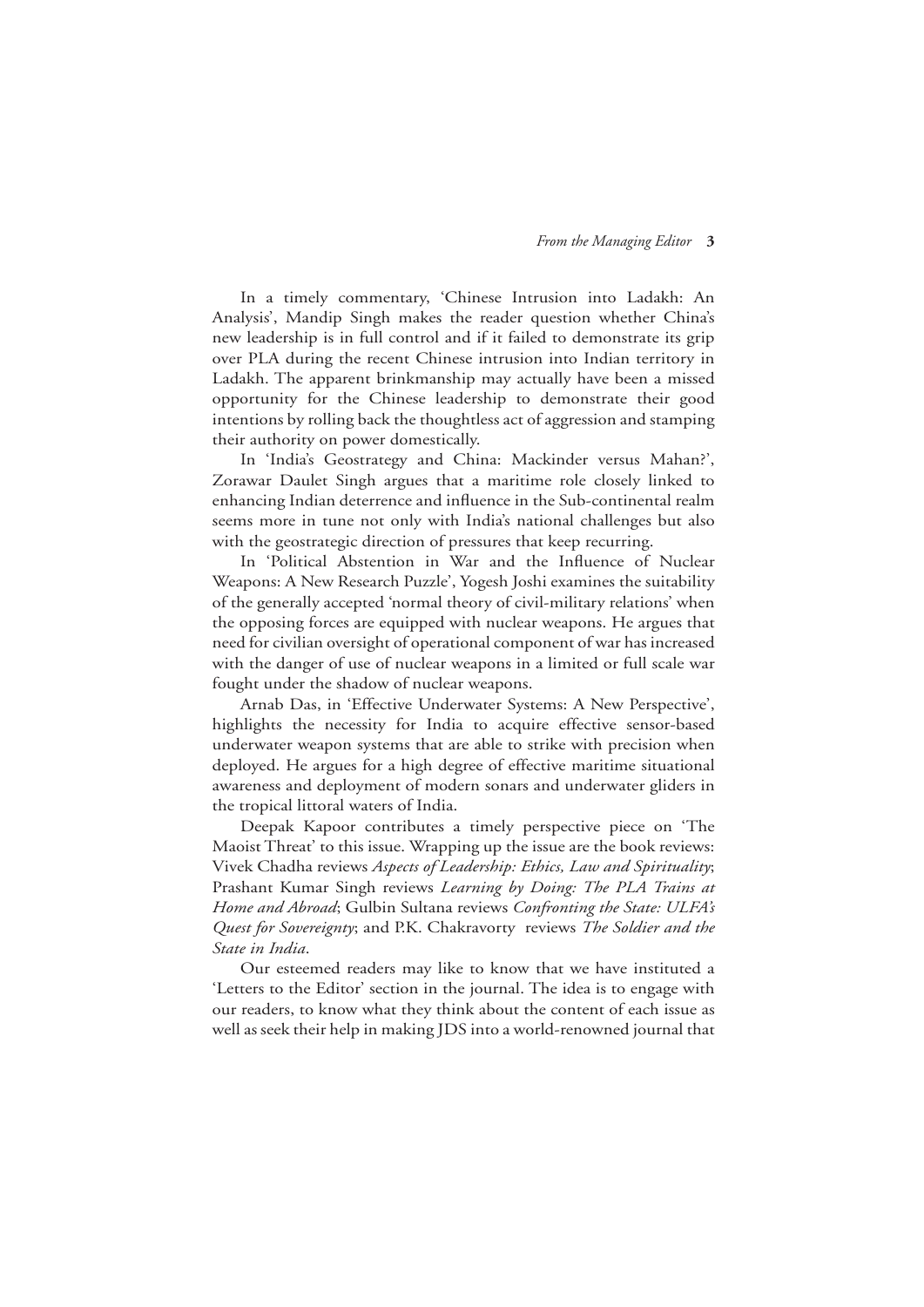In a timely commentary, 'Chinese Intrusion into Ladakh: An Analysis', Mandip Singh makes the reader question whether China's new leadership is in full control and if it failed to demonstrate its grip over PLA during the recent Chinese intrusion into Indian territory in Ladakh. The apparent brinkmanship may actually have been a missed opportunity for the Chinese leadership to demonstrate their good intentions by rolling back the thoughtless act of aggression and stamping their authority on power domestically.

In 'India's Geostrategy and China: Mackinder versus Mahan?', Zorawar Daulet Singh argues that a maritime role closely linked to enhancing Indian deterrence and influence in the Sub-continental realm seems more in tune not only with India's national challenges but also with the geostrategic direction of pressures that keep recurring.

In 'Political Abstention in War and the Influence of Nuclear Weapons: A New Research Puzzle', Yogesh Joshi examines the suitability of the generally accepted 'normal theory of civil-military relations' when the opposing forces are equipped with nuclear weapons. He argues that need for civilian oversight of operational component of war has increased with the danger of use of nuclear weapons in a limited or full scale war fought under the shadow of nuclear weapons.

Arnab Das, in 'Effective Underwater Systems: A New Perspective', highlights the necessity for India to acquire effective sensor-based underwater weapon systems that are able to strike with precision when deployed. He argues for a high degree of effective maritime situational awareness and deployment of modern sonars and underwater gliders in the tropical littoral waters of India.

Deepak Kapoor contributes a timely perspective piece on 'The Maoist Threat' to this issue. Wrapping up the issue are the book reviews: Vivek Chadha reviews *Aspects of Leadership: Ethics, Law and Spirituality*; Prashant Kumar Singh reviews *Learning by Doing: The PLA Trains at Home and Abroad*; Gulbin Sultana reviews *Confronting the State: ULFA's Quest for Sovereignty*; and P.K. Chakravorty reviews *The Soldier and the State in India*.

Our esteemed readers may like to know that we have instituted a 'Letters to the Editor' section in the journal. The idea is to engage with our readers, to know what they think about the content of each issue as well as seek their help in making JDS into a world-renowned journal that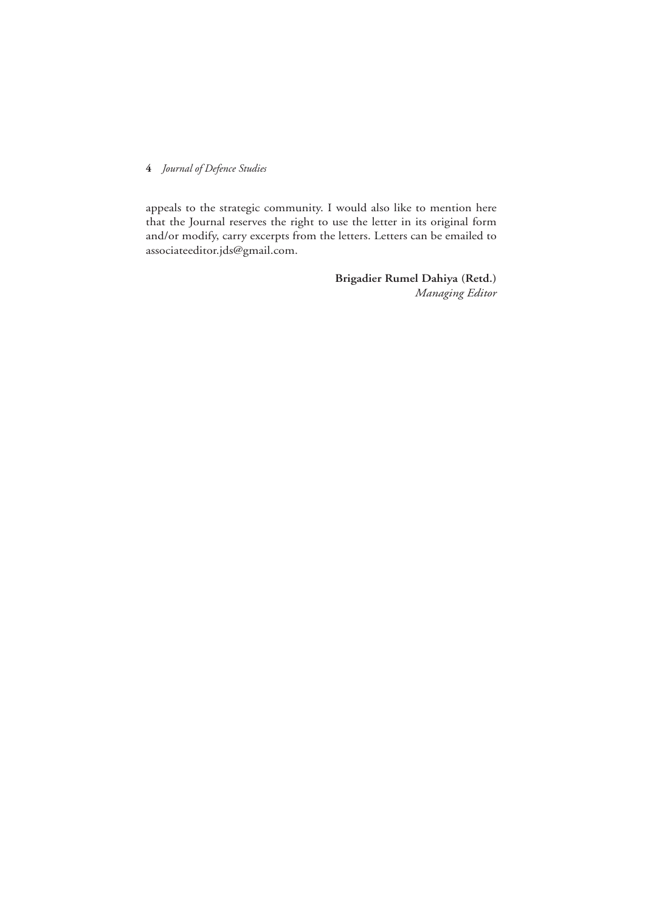appeals to the strategic community. I would also like to mention here that the Journal reserves the right to use the letter in its original form and/or modify, carry excerpts from the letters. Letters can be emailed to associateeditor.jds@gmail.com.

**Brigadier Rumel Dahiya (Retd.)**
*Managing Editor*